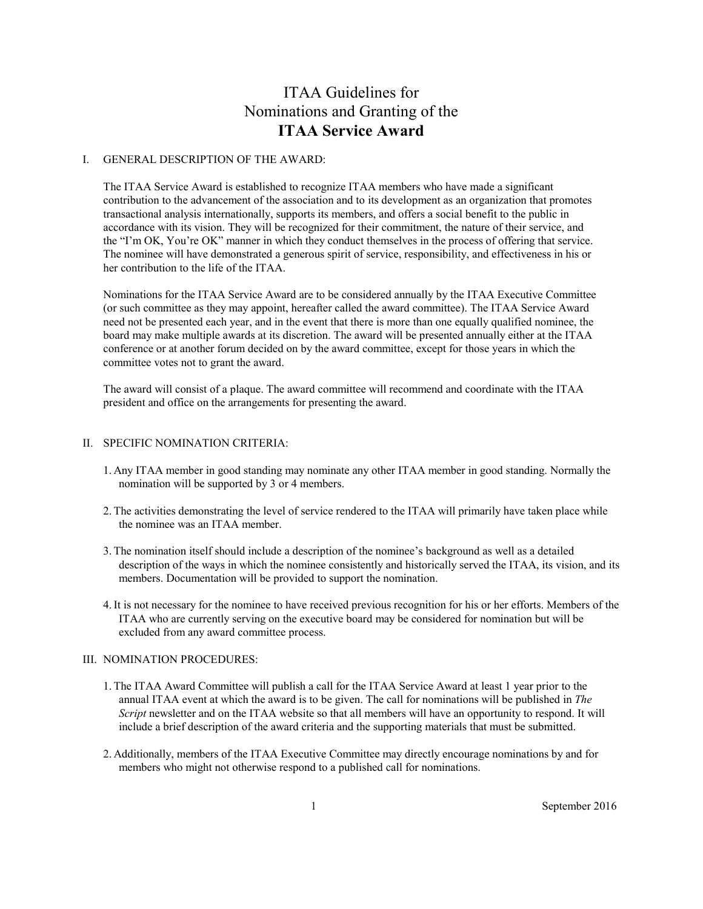# ITAA Guidelines for Nominations and Granting of the **ITAA Service Award**

## I. GENERAL DESCRIPTION OF THE AWARD:

The ITAA Service Award is established to recognize ITAA members who have made a significant contribution to the advancement of the association and to its development as an organization that promotes transactional analysis internationally, supports its members, and offers a social benefit to the public in accordance with its vision. They will be recognized for their commitment, the nature of their service, and the "I'm OK, You're OK" manner in which they conduct themselves in the process of offering that service. The nominee will have demonstrated a generous spirit of service, responsibility, and effectiveness in his or her contribution to the life of the ITAA.

Nominations for the ITAA Service Award are to be considered annually by the ITAA Executive Committee (or such committee as they may appoint, hereafter called the award committee). The ITAA Service Award need not be presented each year, and in the event that there is more than one equally qualified nominee, the board may make multiple awards at its discretion. The award will be presented annually either at the ITAA conference or at another forum decided on by the award committee, except for those years in which the committee votes not to grant the award.

The award will consist of a plaque. The award committee will recommend and coordinate with the ITAA president and office on the arrangements for presenting the award.

## II. SPECIFIC NOMINATION CRITERIA:

1. Any ITAA member in good standing may nominate any other ITAA member in good standing. Normally the nomination will be supported by 3 or 4 members.
2. The activities demonstrating the level of service rendered to the ITAA will primarily have taken place while the nominee was an ITAA member.
3. The nomination itself should include a description of the nominee's background as well as a detailed description of the ways in which the nominee consistently and historically served the ITAA, its vision, and its members. Documentation will be provided to support the nomination.
4. It is not necessary for the nominee to have received previous recognition for his or her efforts. Members of the ITAA who are currently serving on the executive board may be considered for nomination but will be excluded from any award committee process.

## III. NOMINATION PROCEDURES:

1. The ITAA Award Committee will publish a call for the ITAA Service Award at least 1 year prior to the annual ITAA event at which the award is to be given. The call for nominations will be published in *The Script* newsletter and on the ITAA website so that all members will have an opportunity to respond. It will include a brief description of the award criteria and the supporting materials that must be submitted.
2. Additionally, members of the ITAA Executive Committee may directly encourage nominations by and for members who might not otherwise respond to a published call for nominations.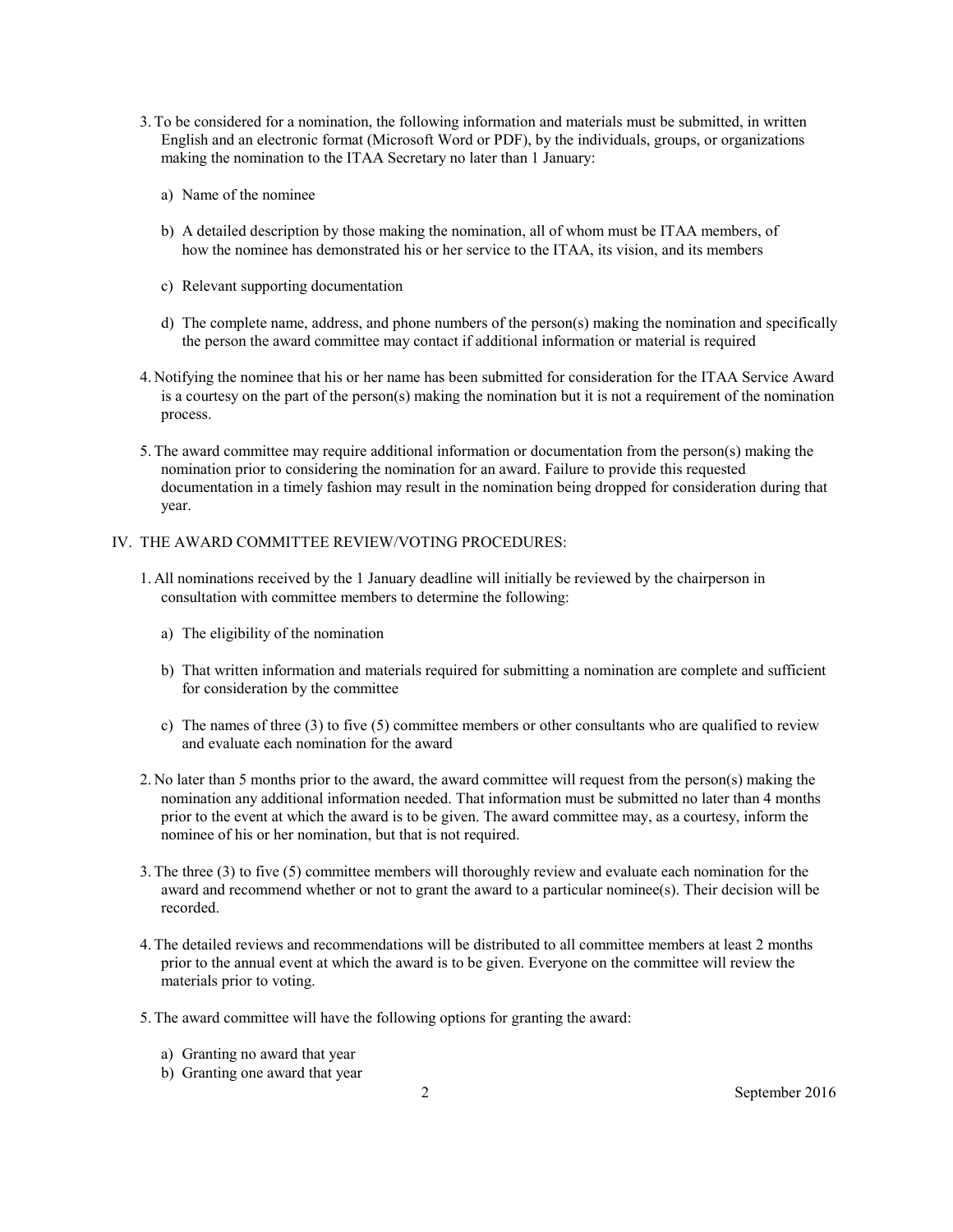3. To be considered for a nomination, the following information and materials must be submitted, in written English and an electronic format (Microsoft Word or PDF), by the individuals, groups, or organizations making the nomination to the ITAA Secretary no later than 1 January:

   a) Name of the nominee

   b) A detailed description by those making the nomination, all of whom must be ITAA members, of how the nominee has demonstrated his or her service to the ITAA, its vision, and its members

   c) Relevant supporting documentation

   d) The complete name, address, and phone numbers of the person(s) making the nomination and specifically the person the award committee may contact if additional information or material is required

4. Notifying the nominee that his or her name has been submitted for consideration for the ITAA Service Award is a courtesy on the part of the person(s) making the nomination but it is not a requirement of the nomination process.

5. The award committee may require additional information or documentation from the person(s) making the nomination prior to considering the nomination for an award. Failure to provide this requested documentation in a timely fashion may result in the nomination being dropped for consideration during that year.

## IV. THE AWARD COMMITTEE REVIEW/VOTING PROCEDURES:

1. All nominations received by the 1 January deadline will initially be reviewed by the chairperson in consultation with committee members to determine the following:

   a) The eligibility of the nomination

   b) That written information and materials required for submitting a nomination are complete and sufficient for consideration by the committee

   c) The names of three (3) to five (5) committee members or other consultants who are qualified to review and evaluate each nomination for the award

2. No later than 5 months prior to the award, the award committee will request from the person(s) making the nomination any additional information needed. That information must be submitted no later than 4 months prior to the event at which the award is to be given. The award committee may, as a courtesy, inform the nominee of his or her nomination, but that is not required.

3. The three (3) to five (5) committee members will thoroughly review and evaluate each nomination for the award and recommend whether or not to grant the award to a particular nominee(s). Their decision will be recorded.

4. The detailed reviews and recommendations will be distributed to all committee members at least 2 months prior to the annual event at which the award is to be given. Everyone on the committee will review the materials prior to voting.

5. The award committee will have the following options for granting the award:

   a) Granting no award that year
   b) Granting one award that year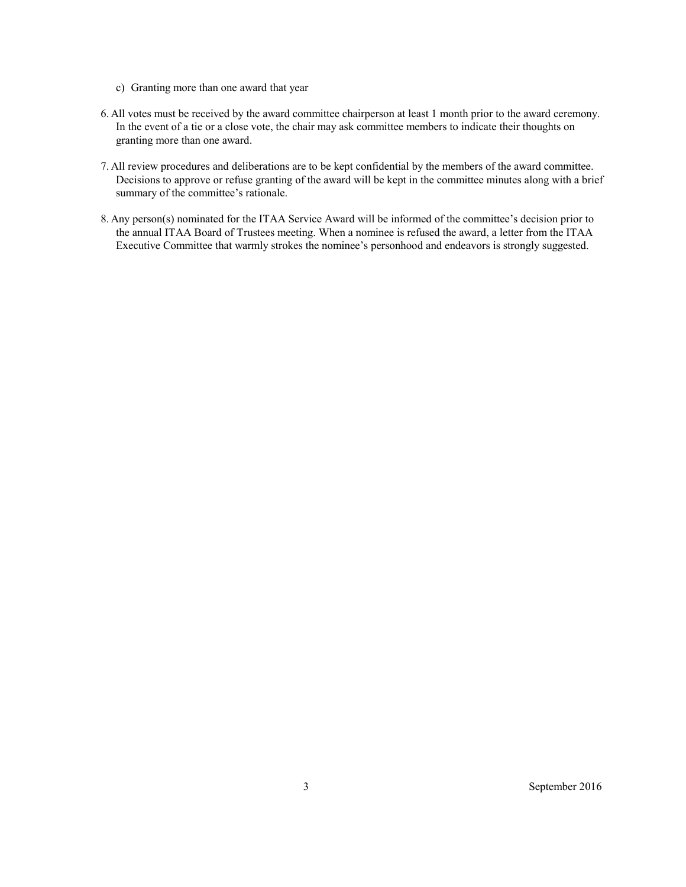c) Granting more than one award that year

6. All votes must be received by the award committee chairperson at least 1 month prior to the award ceremony. In the event of a tie or a close vote, the chair may ask committee members to indicate their thoughts on granting more than one award.

7. All review procedures and deliberations are to be kept confidential by the members of the award committee. Decisions to approve or refuse granting of the award will be kept in the committee minutes along with a brief summary of the committee's rationale.

8. Any person(s) nominated for the ITAA Service Award will be informed of the committee's decision prior to the annual ITAA Board of Trustees meeting. When a nominee is refused the award, a letter from the ITAA Executive Committee that warmly strokes the nominee's personhood and endeavors is strongly suggested.